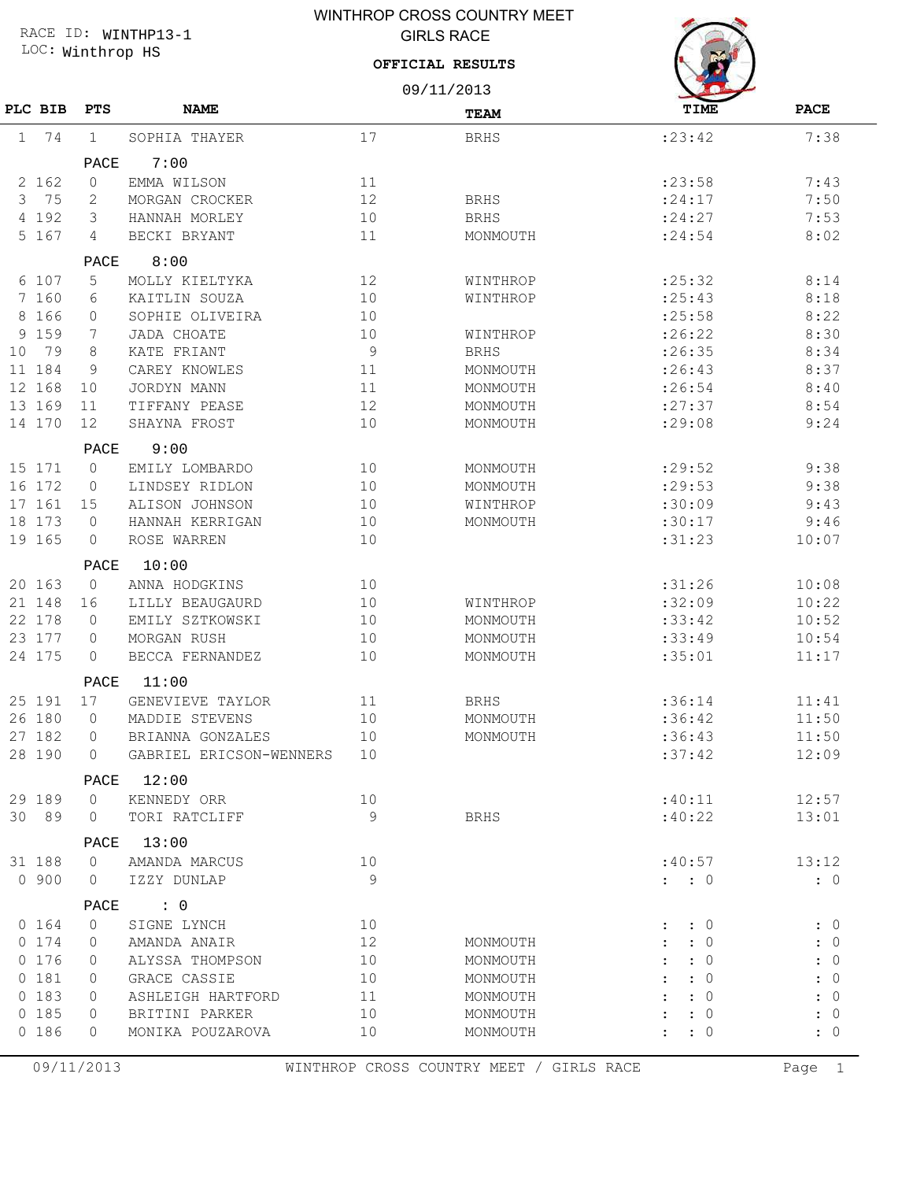RACE ID: WINTHP13-1
LOC: Winthrop HS

# WINTHROP CROSS COUNTRY MEET
## GIRLS RACE
**OFFICIAL RESULTS**

09/11/2013

| PLC | BIB | PTS | NAME | | TEAM | TIME | PACE |
|---|---|---|---|---|---|---|---|
| 1 | 74 | 1 | SOPHIA THAYER | 17 | BRHS | :23:42 | 7:38 |
| | | PACE | 7:00 | | | | |
| 2 | 162 | 0 | EMMA WILSON | 11 | | :23:58 | 7:43 |
| 3 | 75 | 2 | MORGAN CROCKER | 12 | BRHS | :24:17 | 7:50 |
| 4 | 192 | 3 | HANNAH MORLEY | 10 | BRHS | :24:27 | 7:53 |
| 5 | 167 | 4 | BECKI BRYANT | 11 | MONMOUTH | :24:54 | 8:02 |
| | | PACE | 8:00 | | | | |
| 6 | 107 | 5 | MOLLY KIELTYKA | 12 | WINTHROP | :25:32 | 8:14 |
| 7 | 160 | 6 | KAITLIN SOUZA | 10 | WINTHROP | :25:43 | 8:18 |
| 8 | 166 | 0 | SOPHIE OLIVEIRA | 10 | | :25:58 | 8:22 |
| 9 | 159 | 7 | JADA CHOATE | 10 | WINTHROP | :26:22 | 8:30 |
| 10 | 79 | 8 | KATE FRIANT | 9 | BRHS | :26:35 | 8:34 |
| 11 | 184 | 9 | CAREY KNOWLES | 11 | MONMOUTH | :26:43 | 8:37 |
| 12 | 168 | 10 | JORDYN MANN | 11 | MONMOUTH | :26:54 | 8:40 |
| 13 | 169 | 11 | TIFFANY PEASE | 12 | MONMOUTH | :27:37 | 8:54 |
| 14 | 170 | 12 | SHAYNA FROST | 10 | MONMOUTH | :29:08 | 9:24 |
| | | PACE | 9:00 | | | | |
| 15 | 171 | 0 | EMILY LOMBARDO | 10 | MONMOUTH | :29:52 | 9:38 |
| 16 | 172 | 0 | LINDSEY RIDLON | 10 | MONMOUTH | :29:53 | 9:38 |
| 17 | 161 | 15 | ALISON JOHNSON | 10 | WINTHROP | :30:09 | 9:43 |
| 18 | 173 | 0 | HANNAH KERRIGAN | 10 | MONMOUTH | :30:17 | 9:46 |
| 19 | 165 | 0 | ROSE WARREN | 10 | | :31:23 | 10:07 |
| | | PACE | 10:00 | | | | |
| 20 | 163 | 0 | ANNA HODGKINS | 10 | | :31:26 | 10:08 |
| 21 | 148 | 16 | LILLY BEAUGAURD | 10 | WINTHROP | :32:09 | 10:22 |
| 22 | 178 | 0 | EMILY SZTKOWSKI | 10 | MONMOUTH | :33:42 | 10:52 |
| 23 | 177 | 0 | MORGAN RUSH | 10 | MONMOUTH | :33:49 | 10:54 |
| 24 | 175 | 0 | BECCA FERNANDEZ | 10 | MONMOUTH | :35:01 | 11:17 |
| | | PACE | 11:00 | | | | |
| 25 | 191 | 17 | GENEVIEVE TAYLOR | 11 | BRHS | :36:14 | 11:41 |
| 26 | 180 | 0 | MADDIE STEVENS | 10 | MONMOUTH | :36:42 | 11:50 |
| 27 | 182 | 0 | BRIANNA GONZALES | 10 | MONMOUTH | :36:43 | 11:50 |
| 28 | 190 | 0 | GABRIEL ERICSON-WENNERS | 10 | | :37:42 | 12:09 |
| | | PACE | 12:00 | | | | |
| 29 | 189 | 0 | KENNEDY ORR | 10 | | :40:11 | 12:57 |
| 30 | 89 | 0 | TORI RATCLIFF | 9 | BRHS | :40:22 | 13:01 |
| | | PACE | 13:00 | | | | |
| 31 | 188 | 0 | AMANDA MARCUS | 10 | | :40:57 | 13:12 |
| 0 | 900 | 0 | IZZY DUNLAP | 9 | | : : 0 | : 0 |
| | | PACE | : 0 | | | | |
| 0 | 164 | 0 | SIGNE LYNCH | 10 | | : : 0 | : 0 |
| 0 | 174 | 0 | AMANDA ANAIR | 12 | MONMOUTH | : : 0 | : 0 |
| 0 | 176 | 0 | ALYSSA THOMPSON | 10 | MONMOUTH | : : 0 | : 0 |
| 0 | 181 | 0 | GRACE CASSIE | 10 | MONMOUTH | : : 0 | : 0 |
| 0 | 183 | 0 | ASHLEIGH HARTFORD | 11 | MONMOUTH | : : 0 | : 0 |
| 0 | 185 | 0 | BRITINI PARKER | 10 | MONMOUTH | : : 0 | : 0 |
| 0 | 186 | 0 | MONIKA POUZAROVA | 10 | MONMOUTH | : : 0 | : 0 |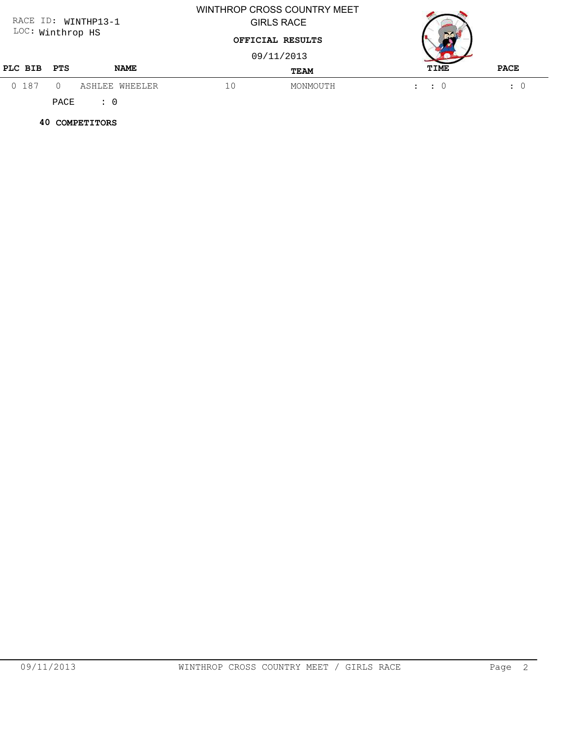RACE ID: WINTHP13-1
LOC: Winthrop HS

# WINTHROP CROSS COUNTRY MEET
## GIRLS RACE

**OFFICIAL RESULTS**

09/11/2013

| PLC | BIB | PTS | NAME | | TEAM | TIME | PACE |
|---|---|---|---|---|---|---|---|
| 0 | 187 | 0 | ASHLEE WHEELER | 10 | MONMOUTH | : : 0 | : 0 |

PACE : 0

**40 COMPETITORS**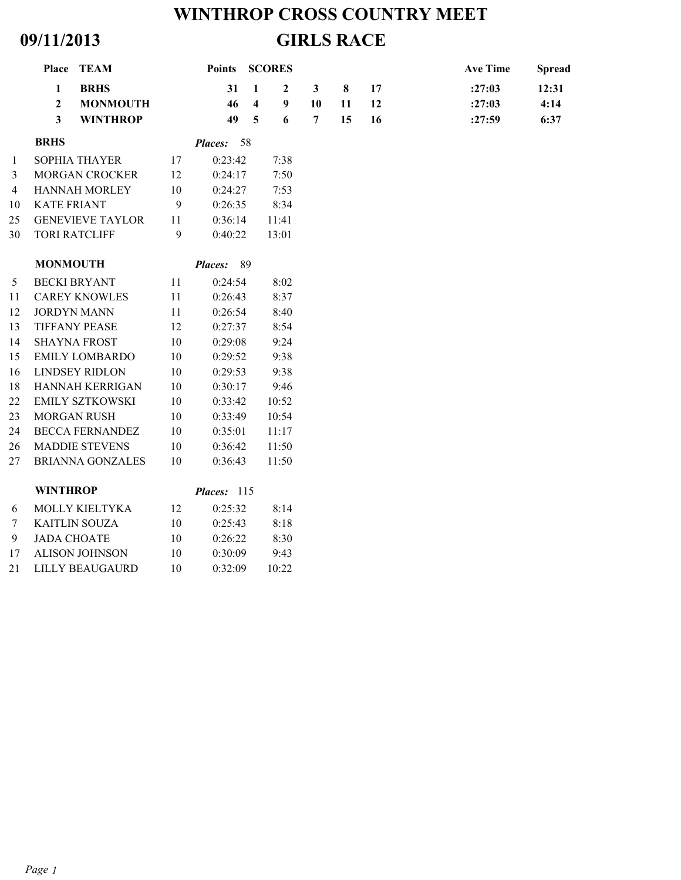# WINTHROP CROSS COUNTRY MEET

**09/11/2013**

## GIRLS RACE

| Place | TEAM | Points | SCORES | | | | | Ave Time | Spread |
|---|---|---|---|---|---|---|---|---|---|
| 1 | BRHS | 31 | 1 | 2 | 3 | 8 | 17 | :27:03 | 12:31 |
| 2 | MONMOUTH | 46 | 4 | 9 | 10 | 11 | 12 | :27:03 | 4:14 |
| 3 | WINTHROP | 49 | 5 | 6 | 7 | 15 | 16 | :27:59 | 6:37 |

**BRHS** *Places:* 58

| Place | Name | Grade | Time | Pace |
|---|---|---|---|---|
| 1 | SOPHIA THAYER | 17 | 0:23:42 | 7:38 |
| 3 | MORGAN CROCKER | 12 | 0:24:17 | 7:50 |
| 4 | HANNAH MORLEY | 10 | 0:24:27 | 7:53 |
| 10 | KATE FRIANT | 9 | 0:26:35 | 8:34 |
| 25 | GENEVIEVE TAYLOR | 11 | 0:36:14 | 11:41 |
| 30 | TORI RATCLIFF | 9 | 0:40:22 | 13:01 |

**MONMOUTH** *Places:* 89

| Place | Name | Grade | Time | Pace |
|---|---|---|---|---|
| 5 | BECKI BRYANT | 11 | 0:24:54 | 8:02 |
| 11 | CAREY KNOWLES | 11 | 0:26:43 | 8:37 |
| 12 | JORDYN MANN | 11 | 0:26:54 | 8:40 |
| 13 | TIFFANY PEASE | 12 | 0:27:37 | 8:54 |
| 14 | SHAYNA FROST | 10 | 0:29:08 | 9:24 |
| 15 | EMILY LOMBARDO | 10 | 0:29:52 | 9:38 |
| 16 | LINDSEY RIDLON | 10 | 0:29:53 | 9:38 |
| 18 | HANNAH KERRIGAN | 10 | 0:30:17 | 9:46 |
| 22 | EMILY SZTKOWSKI | 10 | 0:33:42 | 10:52 |
| 23 | MORGAN RUSH | 10 | 0:33:49 | 10:54 |
| 24 | BECCA FERNANDEZ | 10 | 0:35:01 | 11:17 |
| 26 | MADDIE STEVENS | 10 | 0:36:42 | 11:50 |
| 27 | BRIANNA GONZALES | 10 | 0:36:43 | 11:50 |

**WINTHROP** *Places:* 115

| Place | Name | Grade | Time | Pace |
|---|---|---|---|---|
| 6 | MOLLY KIELTYKA | 12 | 0:25:32 | 8:14 |
| 7 | KAITLIN SOUZA | 10 | 0:25:43 | 8:18 |
| 9 | JADA CHOATE | 10 | 0:26:22 | 8:30 |
| 17 | ALISON JOHNSON | 10 | 0:30:09 | 9:43 |
| 21 | LILLY BEAUGAURD | 10 | 0:32:09 | 10:22 |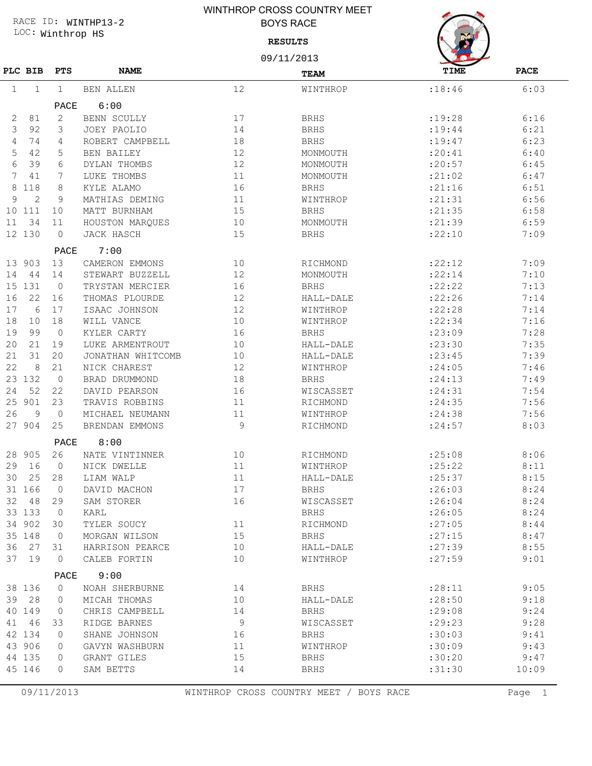RACE ID: WINTHP13-2
LOC: Winthrop HS

# WINTHROP CROSS COUNTRY MEET
## BOYS RACE
### RESULTS
09/11/2013

| PLC | BIB | PTS | NAME | | TEAM | TIME | PACE |
|---|---|---|---|---|---|---|---|
| 1 | 1 | 1 | BEN ALLEN | 12 | WINTHROP | :18:46 | 6:03 |
| | | PACE | 6:00 | | | | |
| 2 | 81 | 2 | BENN SCULLY | 17 | BRHS | :19:28 | 6:16 |
| 3 | 92 | 3 | JOEY PAOLIO | 14 | BRHS | :19:44 | 6:21 |
| 4 | 74 | 4 | ROBERT CAMPBELL | 18 | BRHS | :19:47 | 6:23 |
| 5 | 42 | 5 | BEN BAILEY | 12 | MONMOUTH | :20:41 | 6:40 |
| 6 | 39 | 6 | DYLAN THOMBS | 12 | MONMOUTH | :20:57 | 6:45 |
| 7 | 41 | 7 | LUKE THOMBS | 11 | MONMOUTH | :21:02 | 6:47 |
| 8 | 118 | 8 | KYLE ALAMO | 16 | BRHS | :21:16 | 6:51 |
| 9 | 2 | 9 | MATHIAS DEMING | 11 | WINTHROP | :21:31 | 6:56 |
| 10 | 111 | 10 | MATT BURNHAM | 15 | BRHS | :21:35 | 6:58 |
| 11 | 34 | 11 | HOUSTON MARQUES | 10 | MONMOUTH | :21:39 | 6:59 |
| 12 | 130 | 0 | JACK HASCH | 15 | BRHS | :22:10 | 7:09 |
| | | PACE | 7:00 | | | | |
| 13 | 903 | 13 | CAMERON EMMONS | 10 | RICHMOND | :22:12 | 7:09 |
| 14 | 44 | 14 | STEWART BUZZELL | 12 | MONMOUTH | :22:14 | 7:10 |
| 15 | 131 | 0 | TRYSTAN MERCIER | 16 | BRHS | :22:22 | 7:13 |
| 16 | 22 | 16 | THOMAS PLOURDE | 12 | HALL-DALE | :22:26 | 7:14 |
| 17 | 6 | 17 | ISAAC JOHNSON | 12 | WINTHROP | :22:28 | 7:14 |
| 18 | 10 | 18 | WILL VANCE | 10 | WINTHROP | :22:34 | 7:16 |
| 19 | 99 | 0 | KYLER CARTY | 16 | BRHS | :23:09 | 7:28 |
| 20 | 21 | 19 | LUKE ARMENTROUT | 10 | HALL-DALE | :23:30 | 7:35 |
| 21 | 31 | 20 | JONATHAN WHITCOMB | 10 | HALL-DALE | :23:45 | 7:39 |
| 22 | 8 | 21 | NICK CHAREST | 12 | WINTHROP | :24:05 | 7:46 |
| 23 | 132 | 0 | BRAD DRUMMOND | 18 | BRHS | :24:13 | 7:49 |
| 24 | 52 | 22 | DAVID PEARSON | 16 | WISCASSET | :24:31 | 7:54 |
| 25 | 901 | 23 | TRAVIS ROBBINS | 11 | RICHMOND | :24:35 | 7:56 |
| 26 | 9 | 0 | MICHAEL NEUMANN | 11 | WINTHROP | :24:38 | 7:56 |
| 27 | 904 | 25 | BRENDAN EMMONS | 9 | RICHMOND | :24:57 | 8:03 |
| | | PACE | 8:00 | | | | |
| 28 | 905 | 26 | NATE VINTINNER | 10 | RICHMOND | :25:08 | 8:06 |
| 29 | 16 | 0 | NICK DWELLE | 11 | WINTHROP | :25:22 | 8:11 |
| 30 | 25 | 28 | LIAM WALP | 11 | HALL-DALE | :25:37 | 8:15 |
| 31 | 166 | 0 | DAVID MACHON | 17 | BRHS | :26:03 | 8:24 |
| 32 | 48 | 29 | SAM STORER | 16 | WISCASSET | :26:04 | 8:24 |
| 33 | 133 | 0 | KARL | | BRHS | :26:05 | 8:24 |
| 34 | 902 | 30 | TYLER SOUCY | 11 | RICHMOND | :27:05 | 8:44 |
| 35 | 148 | 0 | MORGAN WILSON | 15 | BRHS | :27:15 | 8:47 |
| 36 | 27 | 31 | HARRISON PEARCE | 10 | HALL-DALE | :27:39 | 8:55 |
| 37 | 19 | 0 | CALEB FORTIN | 10 | WINTHROP | :27:59 | 9:01 |
| | | PACE | 9:00 | | | | |
| 38 | 136 | 0 | NOAH SHERBURNE | 14 | BRHS | :28:11 | 9:05 |
| 39 | 28 | 0 | MICAH THOMAS | 10 | HALL-DALE | :28:50 | 9:18 |
| 40 | 149 | 0 | CHRIS CAMPBELL | 14 | BRHS | :29:08 | 9:24 |
| 41 | 46 | 33 | RIDGE BARNES | 9 | WISCASSET | :29:23 | 9:28 |
| 42 | 134 | 0 | SHANE JOHNSON | 16 | BRHS | :30:03 | 9:41 |
| 43 | 906 | 0 | GAVYN WASHBURN | 11 | WINTHROP | :30:09 | 9:43 |
| 44 | 135 | 0 | GRANT GILES | 15 | BRHS | :30:20 | 9:47 |
| 45 | 146 | 0 | SAM BETTS | 14 | BRHS | :31:30 | 10:09 |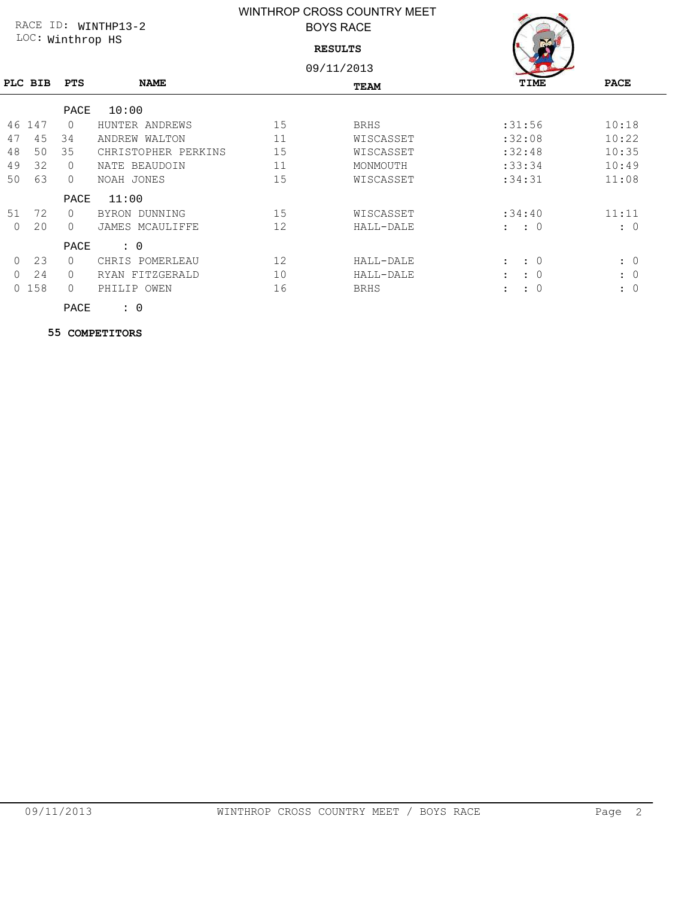WINTHROP CROSS COUNTRY MEET

BOYS RACE

RACE ID: WINTHP13-2

LOC: Winthrop HS

**RESULTS**

09/11/2013

| PLC | BIB | PTS | NAME | | TEAM | TIME | PACE |
|---|---|---|---|---|---|---|---|
| | | PACE | 10:00 | | | | |
| 46 | 147 | 0 | HUNTER ANDREWS | 15 | BRHS | :31:56 | 10:18 |
| 47 | 45 | 34 | ANDREW WALTON | 11 | WISCASSET | :32:08 | 10:22 |
| 48 | 50 | 35 | CHRISTOPHER PERKINS | 15 | WISCASSET | :32:48 | 10:35 |
| 49 | 32 | 0 | NATE BEAUDOIN | 11 | MONMOUTH | :33:34 | 10:49 |
| 50 | 63 | 0 | NOAH JONES | 15 | WISCASSET | :34:31 | 11:08 |
| | | PACE | 11:00 | | | | |
| 51 | 72 | 0 | BYRON DUNNING | 15 | WISCASSET | :34:40 | 11:11 |
| 0 | 20 | 0 | JAMES MCAULIFFE | 12 | HALL-DALE | : : 0 | : 0 |
| | | PACE | : 0 | | | | |
| 0 | 23 | 0 | CHRIS POMERLEAU | 12 | HALL-DALE | : : 0 | : 0 |
| 0 | 24 | 0 | RYAN FITZGERALD | 10 | HALL-DALE | : : 0 | : 0 |
| 0 | 158 | 0 | PHILIP OWEN | 16 | BRHS | : : 0 | : 0 |
| | | PACE | : 0 | | | | |

**55 COMPETITORS**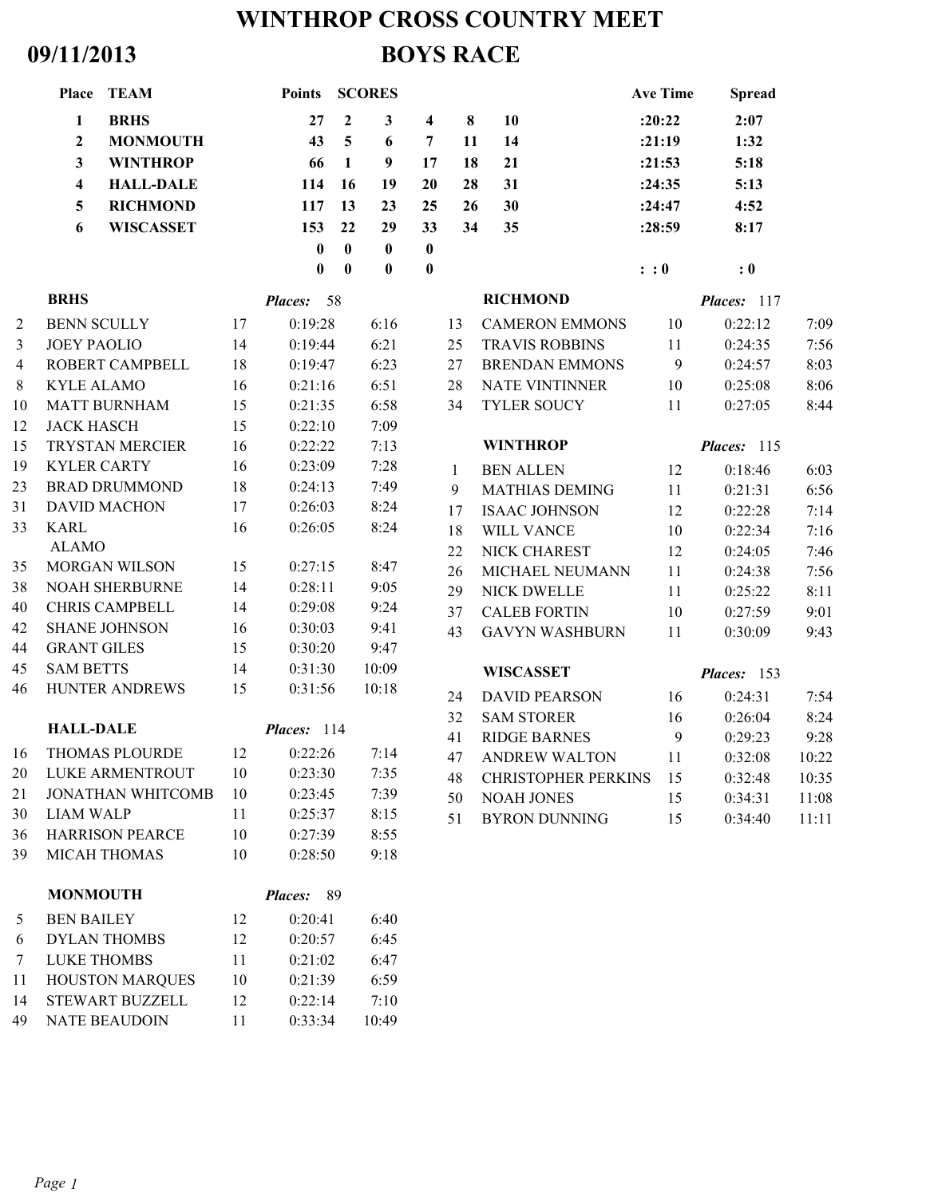# WINTHROP CROSS COUNTRY MEET

**09/11/2013**

## BOYS RACE

| Place | TEAM | Points | SCORES | | | | | Ave Time | Spread |
|---|---|---|---|---|---|---|---|---|---|
| 1 | BRHS | 27 | 2 | 3 | 4 | 8 | 10 | :20:22 | 2:07 |
| 2 | MONMOUTH | 43 | 5 | 6 | 7 | 11 | 14 | :21:19 | 1:32 |
| 3 | WINTHROP | 66 | 1 | 9 | 17 | 18 | 21 | :21:53 | 5:18 |
| 4 | HALL-DALE | 114 | 16 | 19 | 20 | 28 | 31 | :24:35 | 5:13 |
| 5 | RICHMOND | 117 | 13 | 23 | 25 | 26 | 30 | :24:47 | 4:52 |
| 6 | WISCASSET | 153 | 22 | 29 | 33 | 34 | 35 | :28:59 | 8:17 |
| | | 0 | 0 | 0 | 0 | | | | |
| | | 0 | 0 | 0 | 0 | | | : : 0 | : 0 |

### BRHS — *Places:* 58

| | | | | |
|---|---|---|---|---|
| 2 | BENN SCULLY | 17 | 0:19:28 | 6:16 |
| 3 | JOEY PAOLIO | 14 | 0:19:44 | 6:21 |
| 4 | ROBERT CAMPBELL | 18 | 0:19:47 | 6:23 |
| 8 | KYLE ALAMO | 16 | 0:21:16 | 6:51 |
| 10 | MATT BURNHAM | 15 | 0:21:35 | 6:58 |
| 12 | JACK HASCH | 15 | 0:22:10 | 7:09 |
| 15 | TRYSTAN MERCIER | 16 | 0:22:22 | 7:13 |
| 19 | KYLER CARTY | 16 | 0:23:09 | 7:28 |
| 23 | BRAD DRUMMOND | 18 | 0:24:13 | 7:49 |
| 31 | DAVID MACHON | 17 | 0:26:03 | 8:24 |
| 33 | KARL ALAMO | 16 | 0:26:05 | 8:24 |
| 35 | MORGAN WILSON | 15 | 0:27:15 | 8:47 |
| 38 | NOAH SHERBURNE | 14 | 0:28:11 | 9:05 |
| 40 | CHRIS CAMPBELL | 14 | 0:29:08 | 9:24 |
| 42 | SHANE JOHNSON | 16 | 0:30:03 | 9:41 |
| 44 | GRANT GILES | 15 | 0:30:20 | 9:47 |
| 45 | SAM BETTS | 14 | 0:31:30 | 10:09 |
| 46 | HUNTER ANDREWS | 15 | 0:31:56 | 10:18 |

### HALL-DALE — *Places:* 114

| | | | | |
|---|---|---|---|---|
| 16 | THOMAS PLOURDE | 12 | 0:22:26 | 7:14 |
| 20 | LUKE ARMENTROUT | 10 | 0:23:30 | 7:35 |
| 21 | JONATHAN WHITCOMB | 10 | 0:23:45 | 7:39 |
| 30 | LIAM WALP | 11 | 0:25:37 | 8:15 |
| 36 | HARRISON PEARCE | 10 | 0:27:39 | 8:55 |
| 39 | MICAH THOMAS | 10 | 0:28:50 | 9:18 |

### MONMOUTH — *Places:* 89

| | | | | |
|---|---|---|---|---|
| 5 | BEN BAILEY | 12 | 0:20:41 | 6:40 |
| 6 | DYLAN THOMBS | 12 | 0:20:57 | 6:45 |
| 7 | LUKE THOMBS | 11 | 0:21:02 | 6:47 |
| 11 | HOUSTON MARQUES | 10 | 0:21:39 | 6:59 |
| 14 | STEWART BUZZELL | 12 | 0:22:14 | 7:10 |
| 49 | NATE BEAUDOIN | 11 | 0:33:34 | 10:49 |

### RICHMOND — *Places:* 117

| | | | | |
|---|---|---|---|---|
| 13 | CAMERON EMMONS | 10 | 0:22:12 | 7:09 |
| 25 | TRAVIS ROBBINS | 11 | 0:24:35 | 7:56 |
| 27 | BRENDAN EMMONS | 9 | 0:24:57 | 8:03 |
| 28 | NATE VINTINNER | 10 | 0:25:08 | 8:06 |
| 34 | TYLER SOUCY | 11 | 0:27:05 | 8:44 |

### WINTHROP — *Places:* 115

| | | | | |
|---|---|---|---|---|
| 1 | BEN ALLEN | 12 | 0:18:46 | 6:03 |
| 9 | MATHIAS DEMING | 11 | 0:21:31 | 6:56 |
| 17 | ISAAC JOHNSON | 12 | 0:22:28 | 7:14 |
| 18 | WILL VANCE | 10 | 0:22:34 | 7:16 |
| 22 | NICK CHAREST | 12 | 0:24:05 | 7:46 |
| 26 | MICHAEL NEUMANN | 11 | 0:24:38 | 7:56 |
| 29 | NICK DWELLE | 11 | 0:25:22 | 8:11 |
| 37 | CALEB FORTIN | 10 | 0:27:59 | 9:01 |
| 43 | GAVYN WASHBURN | 11 | 0:30:09 | 9:43 |

### WISCASSET — *Places:* 153

| | | | | |
|---|---|---|---|---|
| 24 | DAVID PEARSON | 16 | 0:24:31 | 7:54 |
| 32 | SAM STORER | 16 | 0:26:04 | 8:24 |
| 41 | RIDGE BARNES | 9 | 0:29:23 | 9:28 |
| 47 | ANDREW WALTON | 11 | 0:32:08 | 10:22 |
| 48 | CHRISTOPHER PERKINS | 15 | 0:32:48 | 10:35 |
| 50 | NOAH JONES | 15 | 0:34:31 | 11:08 |
| 51 | BYRON DUNNING | 15 | 0:34:40 | 11:11 |